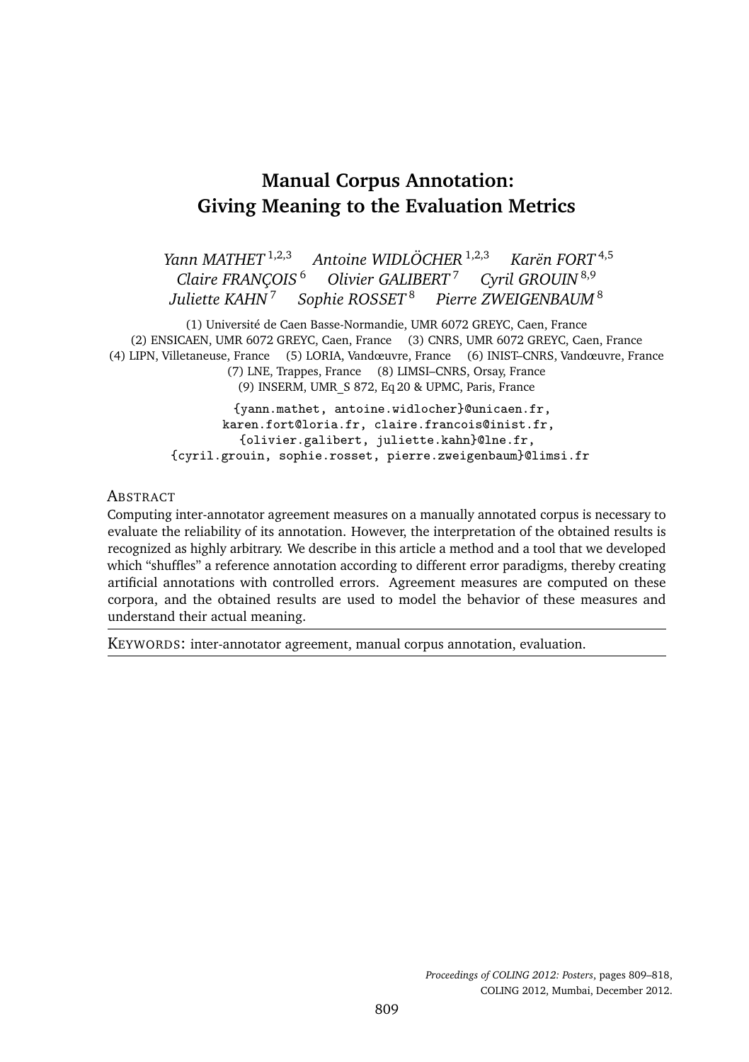# Manual Corpus Annotation: Giving Meaning to the Evaluation Metrics

*Yann MATHET* [1,2,3] *Antoine WIDLÖCHER* [1,2,3] *Karën FORT* [4,5]
*Claire FRANÇOIS* [6] *Olivier GALIBERT* [7] *Cyril GROUIN* [8,9]
*Juliette KAHN* [7] *Sophie ROSSET* [8] *Pierre ZWEIGENBAUM* [8]

(1) Université de Caen Basse-Normandie, UMR 6072 GREYC, Caen, France
(2) ENSICAEN, UMR 6072 GREYC, Caen, France (3) CNRS, UMR 6072 GREYC, Caen, France
(4) LIPN, Villetaneuse, France (5) LORIA, Vandœuvre, France (6) INIST–CNRS, Vandœuvre, France
(7) LNE, Trappes, France (8) LIMSI–CNRS, Orsay, France
(9) INSERM, UMR_S 872, Eq 20 & UPMC, Paris, France

{yann.mathet, antoine.widlocher}@unicaen.fr,
karen.fort@loria.fr, claire.francois@inist.fr,
{olivier.galibert, juliette.kahn}@lne.fr,
{cyril.grouin, sophie.rosset, pierre.zweigenbaum}@limsi.fr

## Abstract

Computing inter-annotator agreement measures on a manually annotated corpus is necessary to evaluate the reliability of its annotation. However, the interpretation of the obtained results is recognized as highly arbitrary. We describe in this article a method and a tool that we developed which "shuffles" a reference annotation according to different error paradigms, thereby creating artificial annotations with controlled errors. Agreement measures are computed on these corpora, and the obtained results are used to model the behavior of these measures and understand their actual meaning.

Keywords: inter-annotator agreement, manual corpus annotation, evaluation.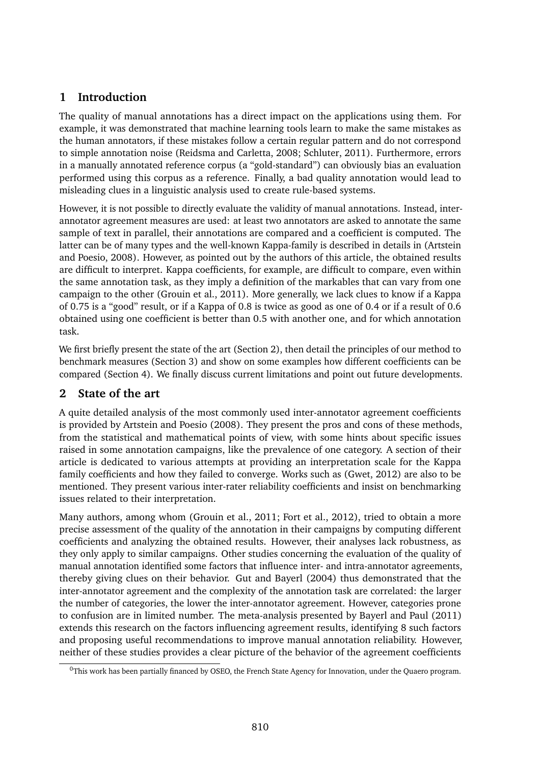## 1 Introduction

The quality of manual annotations has a direct impact on the applications using them. For example, it was demonstrated that machine learning tools learn to make the same mistakes as the human annotators, if these mistakes follow a certain regular pattern and do not correspond to simple annotation noise (Reidsma and Carletta, 2008; Schluter, 2011). Furthermore, errors in a manually annotated reference corpus (a "gold-standard") can obviously bias an evaluation performed using this corpus as a reference. Finally, a bad quality annotation would lead to misleading clues in a linguistic analysis used to create rule-based systems.

However, it is not possible to directly evaluate the validity of manual annotations. Instead, inter-annotator agreement measures are used: at least two annotators are asked to annotate the same sample of text in parallel, their annotations are compared and a coefficient is computed. The latter can be of many types and the well-known Kappa-family is described in details in (Artstein and Poesio, 2008). However, as pointed out by the authors of this article, the obtained results are difficult to interpret. Kappa coefficients, for example, are difficult to compare, even within the same annotation task, as they imply a definition of the markables that can vary from one campaign to the other (Grouin et al., 2011). More generally, we lack clues to know if a Kappa of 0.75 is a "good" result, or if a Kappa of 0.8 is twice as good as one of 0.4 or if a result of 0.6 obtained using one coefficient is better than 0.5 with another one, and for which annotation task.

We first briefly present the state of the art (Section 2), then detail the principles of our method to benchmark measures (Section 3) and show on some examples how different coefficients can be compared (Section 4). We finally discuss current limitations and point out future developments.

## 2 State of the art

A quite detailed analysis of the most commonly used inter-annotator agreement coefficients is provided by Artstein and Poesio (2008). They present the pros and cons of these methods, from the statistical and mathematical points of view, with some hints about specific issues raised in some annotation campaigns, like the prevalence of one category. A section of their article is dedicated to various attempts at providing an interpretation scale for the Kappa family coefficients and how they failed to converge. Works such as (Gwet, 2012) are also to be mentioned. They present various inter-rater reliability coefficients and insist on benchmarking issues related to their interpretation.

Many authors, among whom (Grouin et al., 2011; Fort et al., 2012), tried to obtain a more precise assessment of the quality of the annotation in their campaigns by computing different coefficients and analyzing the obtained results. However, their analyses lack robustness, as they only apply to similar campaigns. Other studies concerning the evaluation of the quality of manual annotation identified some factors that influence inter- and intra-annotator agreements, thereby giving clues on their behavior. Gut and Bayerl (2004) thus demonstrated that the inter-annotator agreement and the complexity of the annotation task are correlated: the larger the number of categories, the lower the inter-annotator agreement. However, categories prone to confusion are in limited number. The meta-analysis presented by Bayerl and Paul (2011) extends this research on the factors influencing agreement results, identifying 8 such factors and proposing useful recommendations to improve manual annotation reliability. However, neither of these studies provides a clear picture of the behavior of the agreement coefficients

[0] This work has been partially financed by OSEO, the French State Agency for Innovation, under the Quaero program.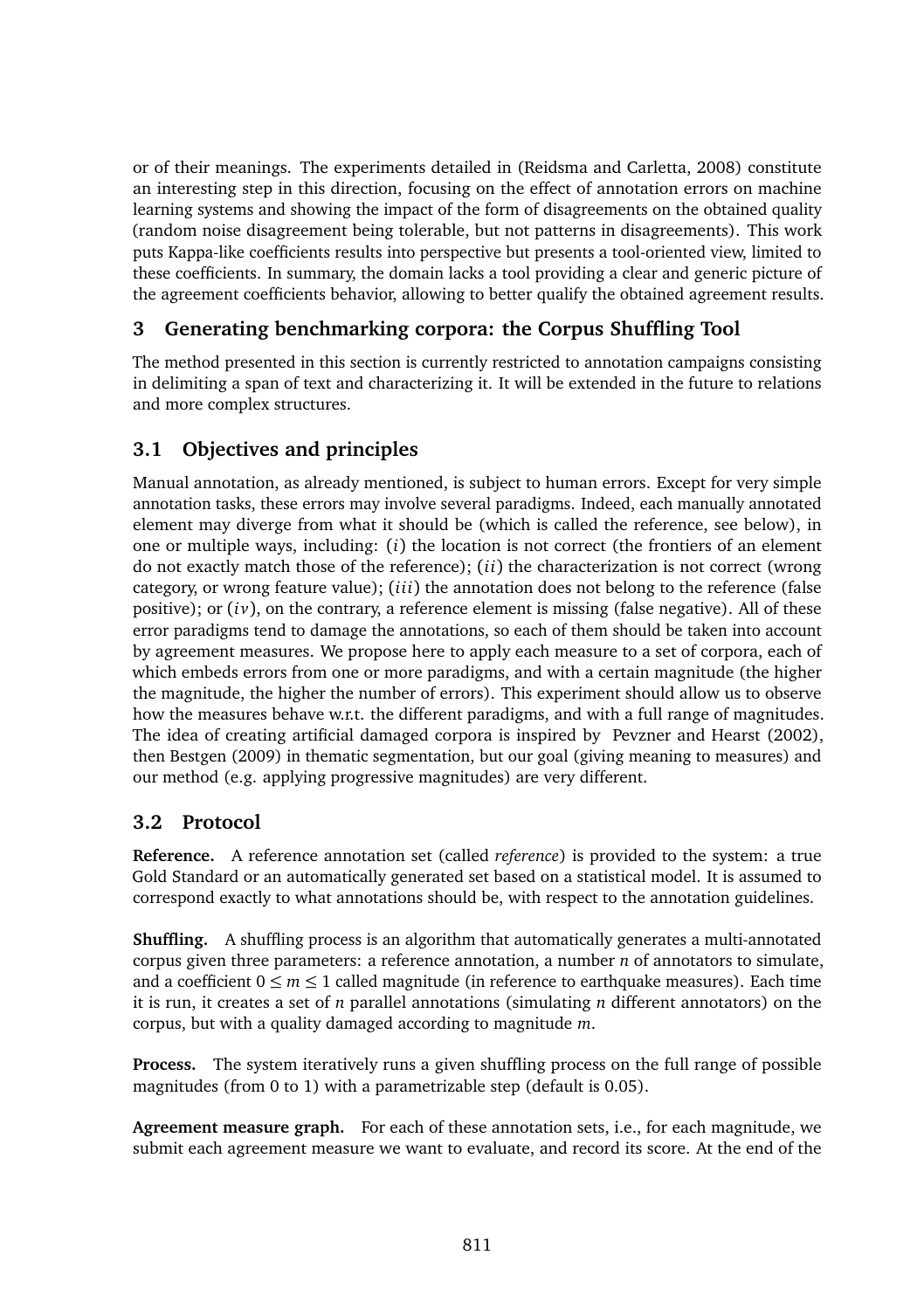or of their meanings. The experiments detailed in (Reidsma and Carletta, 2008) constitute an interesting step in this direction, focusing on the effect of annotation errors on machine learning systems and showing the impact of the form of disagreements on the obtained quality (random noise disagreement being tolerable, but not patterns in disagreements). This work puts Kappa-like coefficients results into perspective but presents a tool-oriented view, limited to these coefficients. In summary, the domain lacks a tool providing a clear and generic picture of the agreement coefficients behavior, allowing to better qualify the obtained agreement results.

## 3 Generating benchmarking corpora: the Corpus Shuffling Tool

The method presented in this section is currently restricted to annotation campaigns consisting in delimiting a span of text and characterizing it. It will be extended in the future to relations and more complex structures.

### 3.1 Objectives and principles

Manual annotation, as already mentioned, is subject to human errors. Except for very simple annotation tasks, these errors may involve several paradigms. Indeed, each manually annotated element may diverge from what it should be (which is called the reference, see below), in one or multiple ways, including: ($i$) the location is not correct (the frontiers of an element do not exactly match those of the reference); ($ii$) the characterization is not correct (wrong category, or wrong feature value); ($iii$) the annotation does not belong to the reference (false positive); or ($iv$), on the contrary, a reference element is missing (false negative). All of these error paradigms tend to damage the annotations, so each of them should be taken into account by agreement measures. We propose here to apply each measure to a set of corpora, each of which embeds errors from one or more paradigms, and with a certain magnitude (the higher the magnitude, the higher the number of errors). This experiment should allow us to observe how the measures behave w.r.t. the different paradigms, and with a full range of magnitudes. The idea of creating artificial damaged corpora is inspired by Pevzner and Hearst (2002), then Bestgen (2009) in thematic segmentation, but our goal (giving meaning to measures) and our method (e.g. applying progressive magnitudes) are very different.

### 3.2 Protocol

**Reference.** A reference annotation set (called *reference*) is provided to the system: a true Gold Standard or an automatically generated set based on a statistical model. It is assumed to correspond exactly to what annotations should be, with respect to the annotation guidelines.

**Shuffling.** A shuffling process is an algorithm that automatically generates a multi-annotated corpus given three parameters: a reference annotation, a number $n$ of annotators to simulate, and a coefficient $0 \leq m \leq 1$ called magnitude (in reference to earthquake measures). Each time it is run, it creates a set of $n$ parallel annotations (simulating $n$ different annotators) on the corpus, but with a quality damaged according to magnitude $m$.

**Process.** The system iteratively runs a given shuffling process on the full range of possible magnitudes (from 0 to 1) with a parametrizable step (default is 0.05).

**Agreement measure graph.** For each of these annotation sets, i.e., for each magnitude, we submit each agreement measure we want to evaluate, and record its score. At the end of the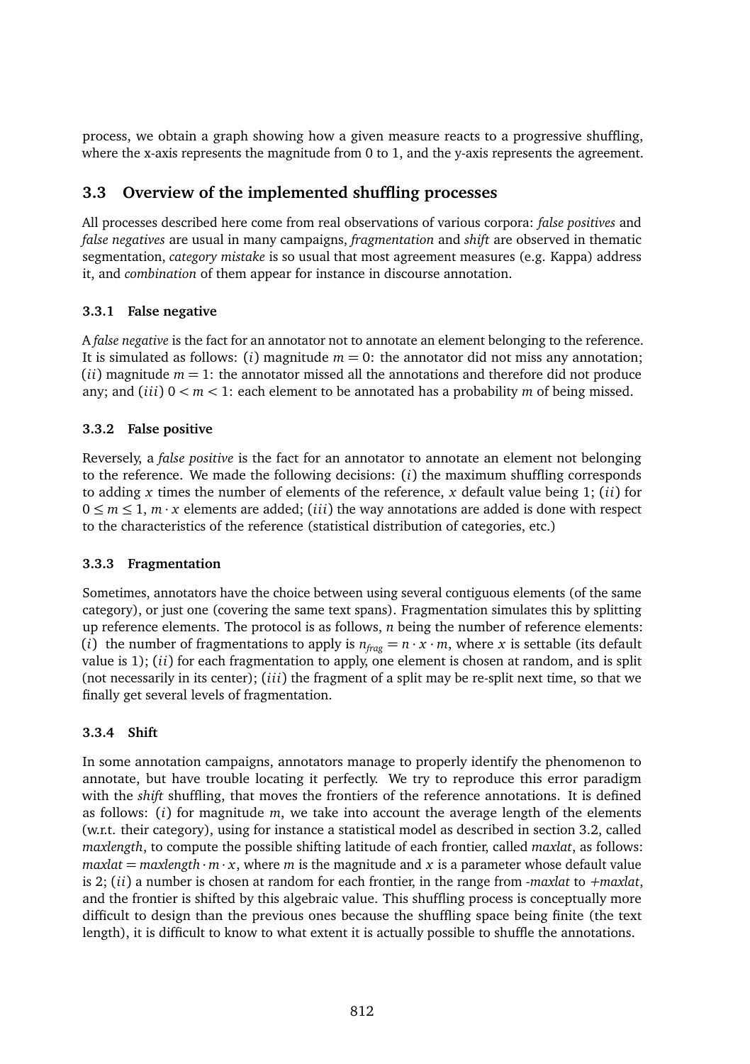process, we obtain a graph showing how a given measure reacts to a progressive shuffling, where the x-axis represents the magnitude from 0 to 1, and the y-axis represents the agreement.

## 3.3 Overview of the implemented shuffling processes

All processes described here come from real observations of various corpora: *false positives* and *false negatives* are usual in many campaigns, *fragmentation* and *shift* are observed in thematic segmentation, *category mistake* is so usual that most agreement measures (e.g. Kappa) address it, and *combination* of them appear for instance in discourse annotation.

### 3.3.1 False negative

A *false negative* is the fact for an annotator not to annotate an element belonging to the reference. It is simulated as follows: $(i)$ magnitude $m = 0$: the annotator did not miss any annotation; $(ii)$ magnitude $m = 1$: the annotator missed all the annotations and therefore did not produce any; and $(iii)$ $0 < m < 1$: each element to be annotated has a probability $m$ of being missed.

### 3.3.2 False positive

Reversely, a *false positive* is the fact for an annotator to annotate an element not belonging to the reference. We made the following decisions: $(i)$ the maximum shuffling corresponds to adding $x$ times the number of elements of the reference, $x$ default value being 1; $(ii)$ for $0 \leq m \leq 1$, $m \cdot x$ elements are added; $(iii)$ the way annotations are added is done with respect to the characteristics of the reference (statistical distribution of categories, etc.)

### 3.3.3 Fragmentation

Sometimes, annotators have the choice between using several contiguous elements (of the same category), or just one (covering the same text spans). Fragmentation simulates this by splitting up reference elements. The protocol is as follows, $n$ being the number of reference elements: $(i)$ the number of fragmentations to apply is $n_{frag} = n \cdot x \cdot m$, where $x$ is settable (its default value is 1); $(ii)$ for each fragmentation to apply, one element is chosen at random, and is split (not necessarily in its center); $(iii)$ the fragment of a split may be re-split next time, so that we finally get several levels of fragmentation.

### 3.3.4 Shift

In some annotation campaigns, annotators manage to properly identify the phenomenon to annotate, but have trouble locating it perfectly. We try to reproduce this error paradigm with the *shift* shuffling, that moves the frontiers of the reference annotations. It is defined as follows: $(i)$ for magnitude $m$, we take into account the average length of the elements (w.r.t. their category), using for instance a statistical model as described in section 3.2, called *maxlength*, to compute the possible shifting latitude of each frontier, called *maxlat*, as follows: $maxlat = maxlength \cdot m \cdot x$, where $m$ is the magnitude and $x$ is a parameter whose default value is 2; $(ii)$ a number is chosen at random for each frontier, in the range from *-maxlat* to *+maxlat*, and the frontier is shifted by this algebraic value. This shuffling process is conceptually more difficult to design than the previous ones because the shuffling space being finite (the text length), it is difficult to know to what extent it is actually possible to shuffle the annotations.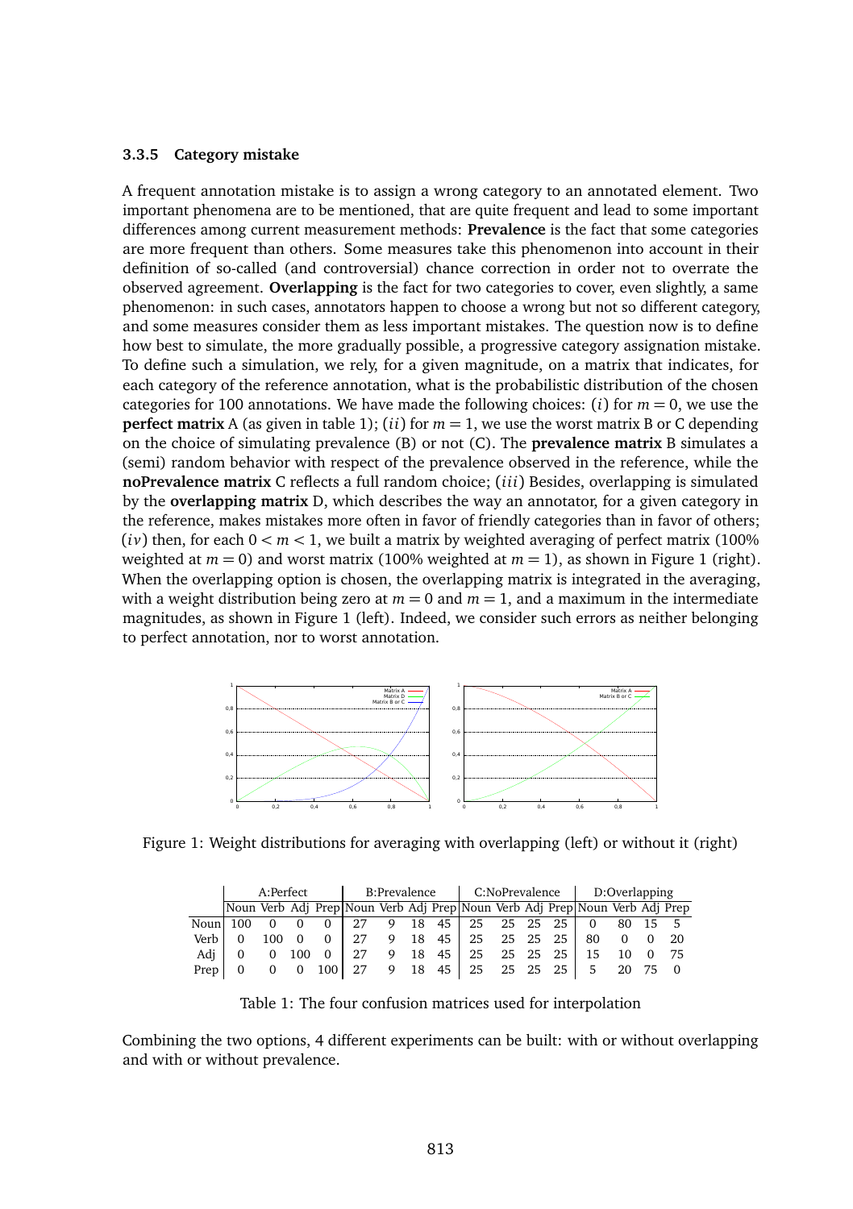### 3.3.5 Category mistake

A frequent annotation mistake is to assign a wrong category to an annotated element. Two important phenomena are to be mentioned, that are quite frequent and lead to some important differences among current measurement methods: **Prevalence** is the fact that some categories are more frequent than others. Some measures take this phenomenon into account in their definition of so-called (and controversial) chance correction in order not to overrate the observed agreement. **Overlapping** is the fact for two categories to cover, even slightly, a same phenomenon: in such cases, annotators happen to choose a wrong but not so different category, and some measures consider them as less important mistakes. The question now is to define how best to simulate, the more gradually possible, a progressive category assignation mistake. To define such a simulation, we rely, for a given magnitude, on a matrix that indicates, for each category of the reference annotation, what is the probabilistic distribution of the chosen categories for 100 annotations. We have made the following choices: $(i)$ for $m = 0$, we use the **perfect matrix** A (as given in table 1); $(ii)$ for $m = 1$, we use the worst matrix B or C depending on the choice of simulating prevalence (B) or not (C). The **prevalence matrix** B simulates a (semi) random behavior with respect of the prevalence observed in the reference, while the **noPrevalence matrix** C reflects a full random choice; $(iii)$ Besides, overlapping is simulated by the **overlapping matrix** D, which describes the way an annotator, for a given category in the reference, makes mistakes more often in favor of friendly categories than in favor of others; $(iv)$ then, for each $0 < m < 1$, we built a matrix by weighted averaging of perfect matrix (100% weighted at $m = 0$) and worst matrix (100% weighted at $m = 1$), as shown in Figure 1 (right). When the overlapping option is chosen, the overlapping matrix is integrated in the averaging, with a weight distribution being zero at $m = 0$ and $m = 1$, and a maximum in the intermediate magnitudes, as shown in Figure 1 (left). Indeed, we consider such errors as neither belonging to perfect annotation, nor to worst annotation.

Figure 1: Weight distributions for averaging with overlapping (left) or without it (right)

| | A:Perfect | | | | B:Prevalence | | | | C:NoPrevalence | | | | D:Overlapping | | | |
|---|---|---|---|---|---|---|---|---|---|---|---|---|---|---|---|---|
| | Noun | Verb | Adj | Prep | Noun | Verb | Adj | Prep | Noun | Verb | Adj | Prep | Noun | Verb | Adj | Prep |
| Noun | 100 | 0 | 0 | 0 | 27 | 9 | 18 | 45 | 25 | 25 | 25 | 25 | 0 | 80 | 15 | 5 |
| Verb | 0 | 100 | 0 | 0 | 27 | 9 | 18 | 45 | 25 | 25 | 25 | 25 | 80 | 0 | 0 | 20 |
| Adj | 0 | 0 | 100 | 0 | 27 | 9 | 18 | 45 | 25 | 25 | 25 | 25 | 15 | 10 | 0 | 75 |
| Prep | 0 | 0 | 0 | 100 | 27 | 9 | 18 | 45 | 25 | 25 | 25 | 25 | 5 | 20 | 75 | 0 |

Table 1: The four confusion matrices used for interpolation

Combining the two options, 4 different experiments can be built: with or without overlapping and with or without prevalence.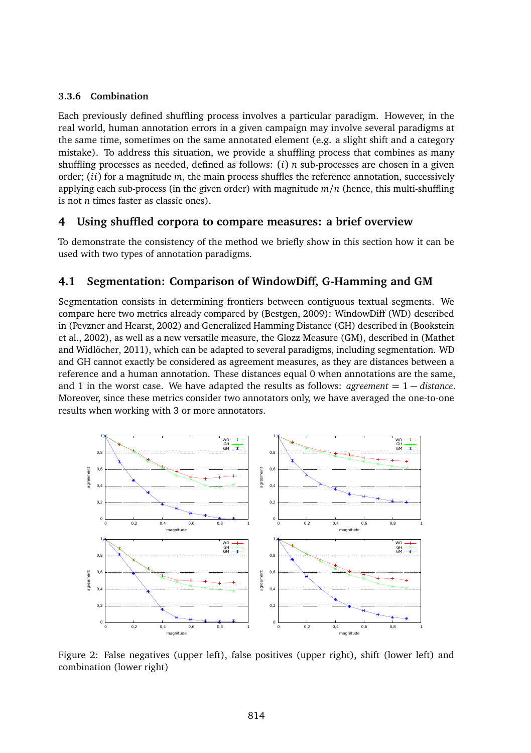### 3.3.6 Combination

Each previously defined shuffling process involves a particular paradigm. However, in the real world, human annotation errors in a given campaign may involve several paradigms at the same time, sometimes on the same annotated element (e.g. a slight shift and a category mistake). To address this situation, we provide a shuffling process that combines as many shuffling processes as needed, defined as follows: $(i)$ $n$ sub-processes are chosen in a given order; $(ii)$ for a magnitude $m$, the main process shuffles the reference annotation, successively applying each sub-process (in the given order) with magnitude $m/n$ (hence, this multi-shuffling is not $n$ times faster as classic ones).

## 4 Using shuffled corpora to compare measures: a brief overview

To demonstrate the consistency of the method we briefly show in this section how it can be used with two types of annotation paradigms.

## 4.1 Segmentation: Comparison of WindowDiff, G-Hamming and GM

Segmentation consists in determining frontiers between contiguous textual segments. We compare here two metrics already compared by (Bestgen, 2009): WindowDiff (WD) described in (Pevzner and Hearst, 2002) and Generalized Hamming Distance (GH) described in (Bookstein et al., 2002), as well as a new versatile measure, the Glozz Measure (GM), described in (Mathet and Widlöcher, 2011), which can be adapted to several paradigms, including segmentation. WD and GH cannot exactly be considered as agreement measures, as they are distances between a reference and a human annotation. These distances equal 0 when annotations are the same, and 1 in the worst case. We have adapted the results as follows: *agreement* $= 1 -$ *distance*. Moreover, since these metrics consider two annotators only, we have averaged the one-to-one results when working with 3 or more annotators.

Figure 2: False negatives (upper left), false positives (upper right), shift (lower left) and combination (lower right)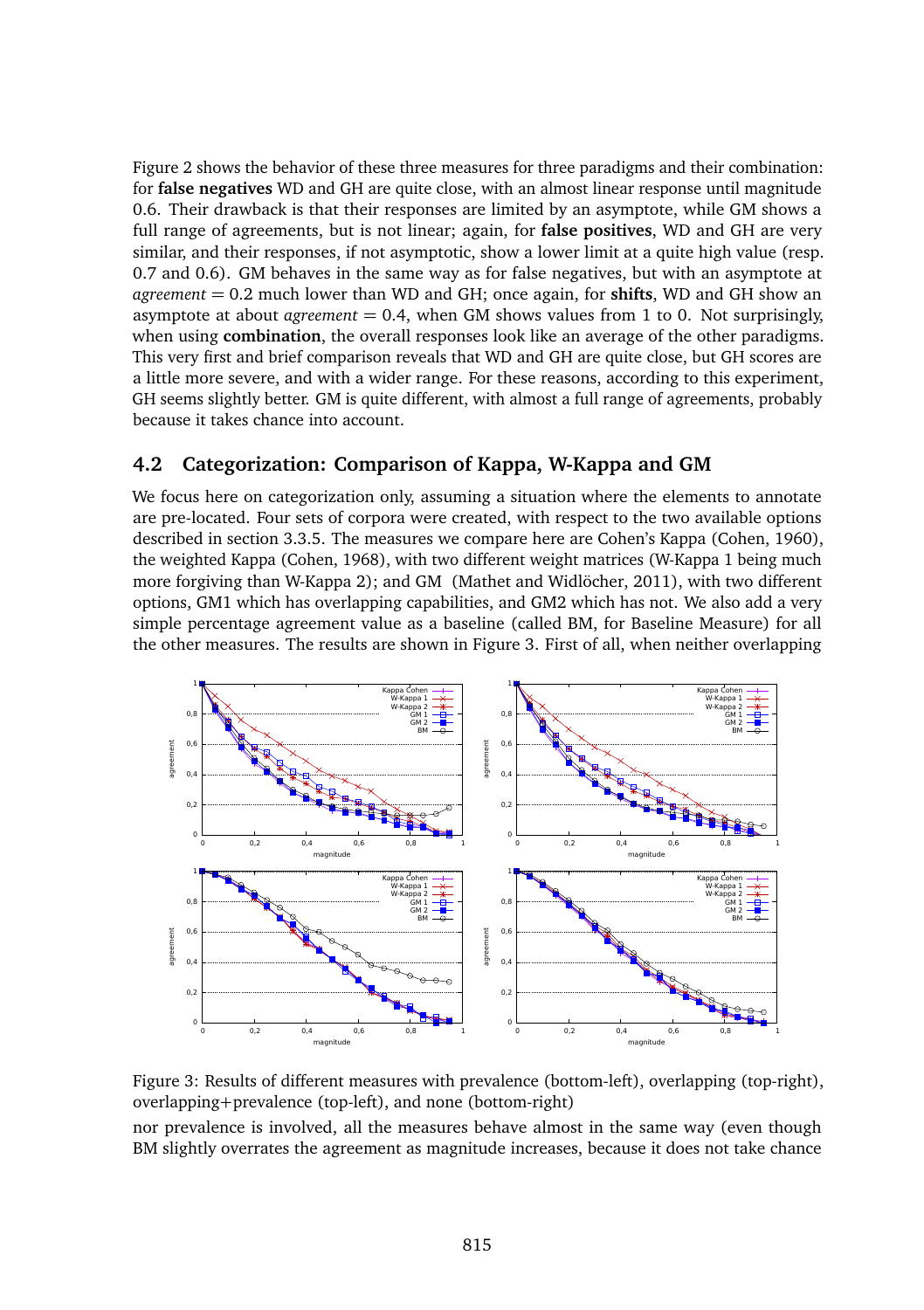Figure 2 shows the behavior of these three measures for three paradigms and their combination: for **false negatives** WD and GH are quite close, with an almost linear response until magnitude 0.6. Their drawback is that their responses are limited by an asymptote, while GM shows a full range of agreements, but is not linear; again, for **false positives**, WD and GH are very similar, and their responses, if not asymptotic, show a lower limit at a quite high value (resp. 0.7 and 0.6). GM behaves in the same way as for false negatives, but with an asymptote at *agreement* = 0.2 much lower than WD and GH; once again, for **shifts**, WD and GH show an asymptote at about *agreement* = 0.4, when GM shows values from 1 to 0. Not surprisingly, when using **combination**, the overall responses look like an average of the other paradigms. This very first and brief comparison reveals that WD and GH are quite close, but GH scores are a little more severe, and with a wider range. For these reasons, according to this experiment, GH seems slightly better. GM is quite different, with almost a full range of agreements, probably because it takes chance into account.

## 4.2 Categorization: Comparison of Kappa, W-Kappa and GM

We focus here on categorization only, assuming a situation where the elements to annotate are pre-located. Four sets of corpora were created, with respect to the two available options described in section 3.3.5. The measures we compare here are Cohen's Kappa (Cohen, 1960), the weighted Kappa (Cohen, 1968), with two different weight matrices (W-Kappa 1 being much more forgiving than W-Kappa 2); and GM (Mathet and Widlöcher, 2011), with two different options, GM1 which has overlapping capabilities, and GM2 which has not. We also add a very simple percentage agreement value as a baseline (called BM, for Baseline Measure) for all the other measures. The results are shown in Figure 3. First of all, when neither overlapping

Figure 3: Results of different measures with prevalence (bottom-left), overlapping (top-right), overlapping+prevalence (top-left), and none (bottom-right)

nor prevalence is involved, all the measures behave almost in the same way (even though BM slightly overrates the agreement as magnitude increases, because it does not take chance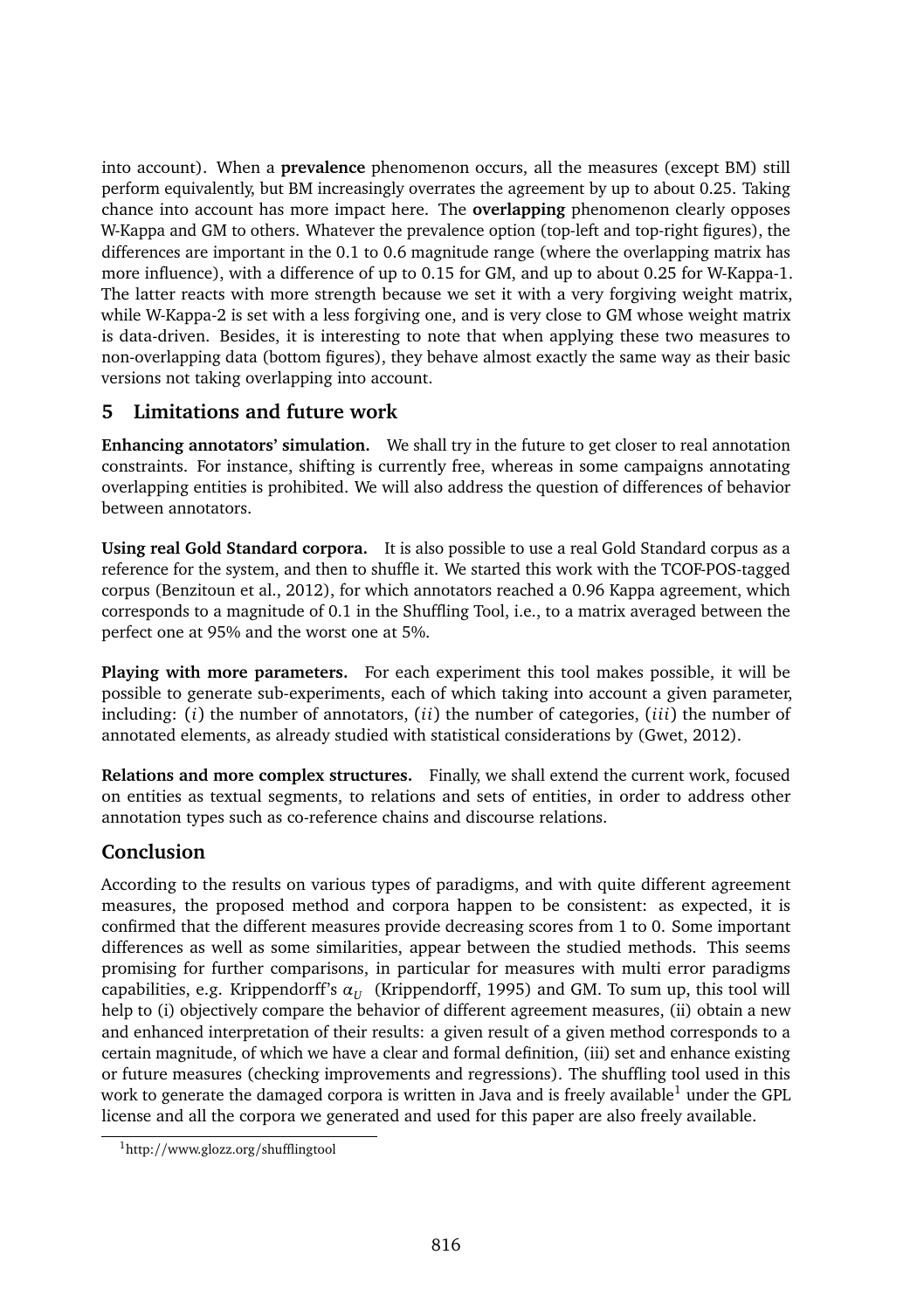into account). When a **prevalence** phenomenon occurs, all the measures (except BM) still perform equivalently, but BM increasingly overrates the agreement by up to about 0.25. Taking chance into account has more impact here. The **overlapping** phenomenon clearly opposes W-Kappa and GM to others. Whatever the prevalence option (top-left and top-right figures), the differences are important in the 0.1 to 0.6 magnitude range (where the overlapping matrix has more influence), with a difference of up to 0.15 for GM, and up to about 0.25 for W-Kappa-1. The latter reacts with more strength because we set it with a very forgiving weight matrix, while W-Kappa-2 is set with a less forgiving one, and is very close to GM whose weight matrix is data-driven. Besides, it is interesting to note that when applying these two measures to non-overlapping data (bottom figures), they behave almost exactly the same way as their basic versions not taking overlapping into account.

## 5 Limitations and future work

**Enhancing annotators' simulation.** We shall try in the future to get closer to real annotation constraints. For instance, shifting is currently free, whereas in some campaigns annotating overlapping entities is prohibited. We will also address the question of differences of behavior between annotators.

**Using real Gold Standard corpora.** It is also possible to use a real Gold Standard corpus as a reference for the system, and then to shuffle it. We started this work with the TCOF-POS-tagged corpus (Benzitoun et al., 2012), for which annotators reached a 0.96 Kappa agreement, which corresponds to a magnitude of 0.1 in the Shuffling Tool, i.e., to a matrix averaged between the perfect one at 95% and the worst one at 5%.

**Playing with more parameters.** For each experiment this tool makes possible, it will be possible to generate sub-experiments, each of which taking into account a given parameter, including: $(i)$ the number of annotators, $(ii)$ the number of categories, $(iii)$ the number of annotated elements, as already studied with statistical considerations by (Gwet, 2012).

**Relations and more complex structures.** Finally, we shall extend the current work, focused on entities as textual segments, to relations and sets of entities, in order to address other annotation types such as co-reference chains and discourse relations.

## Conclusion

According to the results on various types of paradigms, and with quite different agreement measures, the proposed method and corpora happen to be consistent: as expected, it is confirmed that the different measures provide decreasing scores from 1 to 0. Some important differences as well as some similarities, appear between the studied methods. This seems promising for further comparisons, in particular for measures with multi error paradigms capabilities, e.g. Krippendorff's $\alpha_U$ (Krippendorff, 1995) and GM. To sum up, this tool will help to (i) objectively compare the behavior of different agreement measures, (ii) obtain a new and enhanced interpretation of their results: a given result of a given method corresponds to a certain magnitude, of which we have a clear and formal definition, (iii) set and enhance existing or future measures (checking improvements and regressions). The shuffling tool used in this work to generate the damaged corpora is written in Java and is freely available[1] under the GPL license and all the corpora we generated and used for this paper are also freely available.

[1] http://www.glozz.org/shufflingtool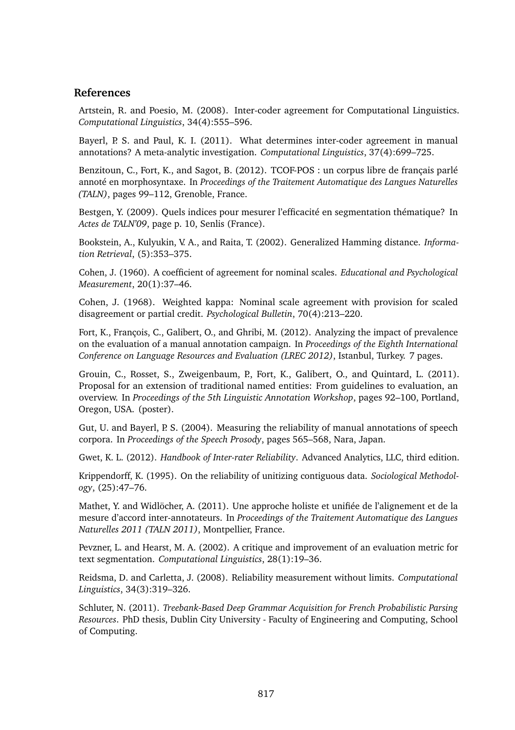## References

Artstein, R. and Poesio, M. (2008). Inter-coder agreement for Computational Linguistics. *Computational Linguistics*, 34(4):555–596.

Bayerl, P. S. and Paul, K. I. (2011). What determines inter-coder agreement in manual annotations? A meta-analytic investigation. *Computational Linguistics*, 37(4):699–725.

Benzitoun, C., Fort, K., and Sagot, B. (2012). TCOF-POS : un corpus libre de français parlé annoté en morphosyntaxe. In *Proceedings of the Traitement Automatique des Langues Naturelles (TALN)*, pages 99–112, Grenoble, France.

Bestgen, Y. (2009). Quels indices pour mesurer l'efficacité en segmentation thématique? In *Actes de TALN'09*, page p. 10, Senlis (France).

Bookstein, A., Kulyukin, V. A., and Raita, T. (2002). Generalized Hamming distance. *Information Retrieval*, (5):353–375.

Cohen, J. (1960). A coefficient of agreement for nominal scales. *Educational and Psychological Measurement*, 20(1):37–46.

Cohen, J. (1968). Weighted kappa: Nominal scale agreement with provision for scaled disagreement or partial credit. *Psychological Bulletin*, 70(4):213–220.

Fort, K., François, C., Galibert, O., and Ghribi, M. (2012). Analyzing the impact of prevalence on the evaluation of a manual annotation campaign. In *Proceedings of the Eighth International Conference on Language Resources and Evaluation (LREC 2012)*, Istanbul, Turkey. 7 pages.

Grouin, C., Rosset, S., Zweigenbaum, P., Fort, K., Galibert, O., and Quintard, L. (2011). Proposal for an extension of traditional named entities: From guidelines to evaluation, an overview. In *Proceedings of the 5th Linguistic Annotation Workshop*, pages 92–100, Portland, Oregon, USA. (poster).

Gut, U. and Bayerl, P. S. (2004). Measuring the reliability of manual annotations of speech corpora. In *Proceedings of the Speech Prosody*, pages 565–568, Nara, Japan.

Gwet, K. L. (2012). *Handbook of Inter-rater Reliability*. Advanced Analytics, LLC, third edition.

Krippendorff, K. (1995). On the reliability of unitizing contiguous data. *Sociological Methodology*, (25):47–76.

Mathet, Y. and Widlöcher, A. (2011). Une approche holiste et unifiée de l'alignement et de la mesure d'accord inter-annotateurs. In *Proceedings of the Traitement Automatique des Langues Naturelles 2011 (TALN 2011)*, Montpellier, France.

Pevzner, L. and Hearst, M. A. (2002). A critique and improvement of an evaluation metric for text segmentation. *Computational Linguistics*, 28(1):19–36.

Reidsma, D. and Carletta, J. (2008). Reliability measurement without limits. *Computational Linguistics*, 34(3):319–326.

Schluter, N. (2011). *Treebank-Based Deep Grammar Acquisition for French Probabilistic Parsing Resources*. PhD thesis, Dublin City University - Faculty of Engineering and Computing, School of Computing.